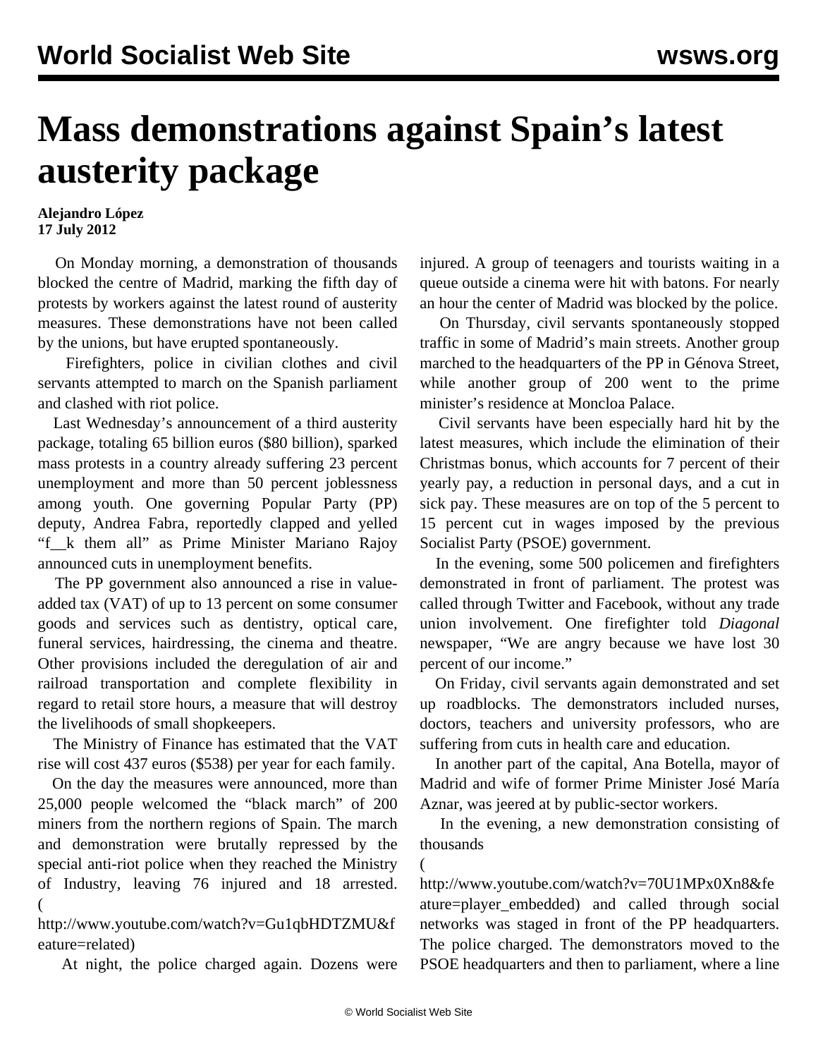# Mass demonstrations against Spain's latest austerity package

**Alejandro López**
**17 July 2012**

On Monday morning, a demonstration of thousands blocked the centre of Madrid, marking the fifth day of protests by workers against the latest round of austerity measures. These demonstrations have not been called by the unions, but have erupted spontaneously.

Firefighters, police in civilian clothes and civil servants attempted to march on the Spanish parliament and clashed with riot police.

Last Wednesday's announcement of a third austerity package, totaling 65 billion euros ($80 billion), sparked mass protests in a country already suffering 23 percent unemployment and more than 50 percent joblessness among youth. One governing Popular Party (PP) deputy, Andrea Fabra, reportedly clapped and yelled "f__k them all" as Prime Minister Mariano Rajoy announced cuts in unemployment benefits.

The PP government also announced a rise in value-added tax (VAT) of up to 13 percent on some consumer goods and services such as dentistry, optical care, funeral services, hairdressing, the cinema and theatre. Other provisions included the deregulation of air and railroad transportation and complete flexibility in regard to retail store hours, a measure that will destroy the livelihoods of small shopkeepers.

The Ministry of Finance has estimated that the VAT rise will cost 437 euros ($538) per year for each family.

On the day the measures were announced, more than 25,000 people welcomed the "black march" of 200 miners from the northern regions of Spain. The march and demonstration were brutally repressed by the special anti-riot police when they reached the Ministry of Industry, leaving 76 injured and 18 arrested. (http://www.youtube.com/watch?v=Gu1qbHDTZMU&feature=related)

At night, the police charged again. Dozens were injured. A group of teenagers and tourists waiting in a queue outside a cinema were hit with batons. For nearly an hour the center of Madrid was blocked by the police.

On Thursday, civil servants spontaneously stopped traffic in some of Madrid's main streets. Another group marched to the headquarters of the PP in Génova Street, while another group of 200 went to the prime minister's residence at Moncloa Palace.

Civil servants have been especially hard hit by the latest measures, which include the elimination of their Christmas bonus, which accounts for 7 percent of their yearly pay, a reduction in personal days, and a cut in sick pay. These measures are on top of the 5 percent to 15 percent cut in wages imposed by the previous Socialist Party (PSOE) government.

In the evening, some 500 policemen and firefighters demonstrated in front of parliament. The protest was called through Twitter and Facebook, without any trade union involvement. One firefighter told *Diagonal* newspaper, "We are angry because we have lost 30 percent of our income."

On Friday, civil servants again demonstrated and set up roadblocks. The demonstrators included nurses, doctors, teachers and university professors, who are suffering from cuts in health care and education.

In another part of the capital, Ana Botella, mayor of Madrid and wife of former Prime Minister José María Aznar, was jeered at by public-sector workers.

In the evening, a new demonstration consisting of thousands (http://www.youtube.com/watch?v=70U1MPx0Xn8&feature=player_embedded) and called through social networks was staged in front of the PP headquarters. The police charged. The demonstrators moved to the PSOE headquarters and then to parliament, where a line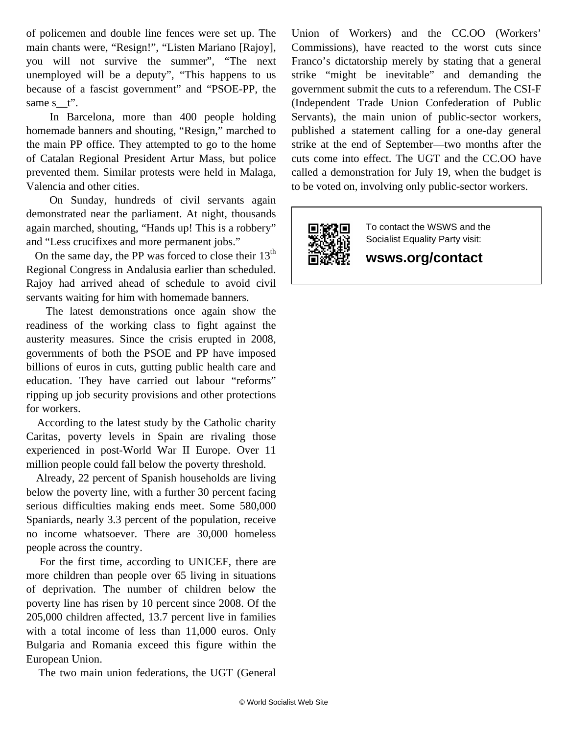of policemen and double line fences were set up. The main chants were, "Resign!", "Listen Mariano [Rajoy], you will not survive the summer", "The next unemployed will be a deputy", "This happens to us because of a fascist government" and "PSOE-PP, the same s__t".

In Barcelona, more than 400 people holding homemade banners and shouting, "Resign," marched to the main PP office. They attempted to go to the home of Catalan Regional President Artur Mass, but police prevented them. Similar protests were held in Malaga, Valencia and other cities.

On Sunday, hundreds of civil servants again demonstrated near the parliament. At night, thousands again marched, shouting, "Hands up! This is a robbery" and "Less crucifixes and more permanent jobs."

On the same day, the PP was forced to close their 13th Regional Congress in Andalusia earlier than scheduled. Rajoy had arrived ahead of schedule to avoid civil servants waiting for him with homemade banners.

The latest demonstrations once again show the readiness of the working class to fight against the austerity measures. Since the crisis erupted in 2008, governments of both the PSOE and PP have imposed billions of euros in cuts, gutting public health care and education. They have carried out labour "reforms" ripping up job security provisions and other protections for workers.

According to the latest study by the Catholic charity Caritas, poverty levels in Spain are rivaling those experienced in post-World War II Europe. Over 11 million people could fall below the poverty threshold.

Already, 22 percent of Spanish households are living below the poverty line, with a further 30 percent facing serious difficulties making ends meet. Some 580,000 Spaniards, nearly 3.3 percent of the population, receive no income whatsoever. There are 30,000 homeless people across the country.

For the first time, according to UNICEF, there are more children than people over 65 living in situations of deprivation. The number of children below the poverty line has risen by 10 percent since 2008. Of the 205,000 children affected, 13.7 percent live in families with a total income of less than 11,000 euros. Only Bulgaria and Romania exceed this figure within the European Union.

The two main union federations, the UGT (General Union of Workers) and the CC.OO (Workers' Commissions), have reacted to the worst cuts since Franco's dictatorship merely by stating that a general strike "might be inevitable" and demanding the government submit the cuts to a referendum. The CSI-F (Independent Trade Union Confederation of Public Servants), the main union of public-sector workers, published a statement calling for a one-day general strike at the end of September—two months after the cuts come into effect. The UGT and the CC.OO have called a demonstration for July 19, when the budget is to be voted on, involving only public-sector workers.

To contact the WSWS and the Socialist Equality Party visit:

**wsws.org/contact**